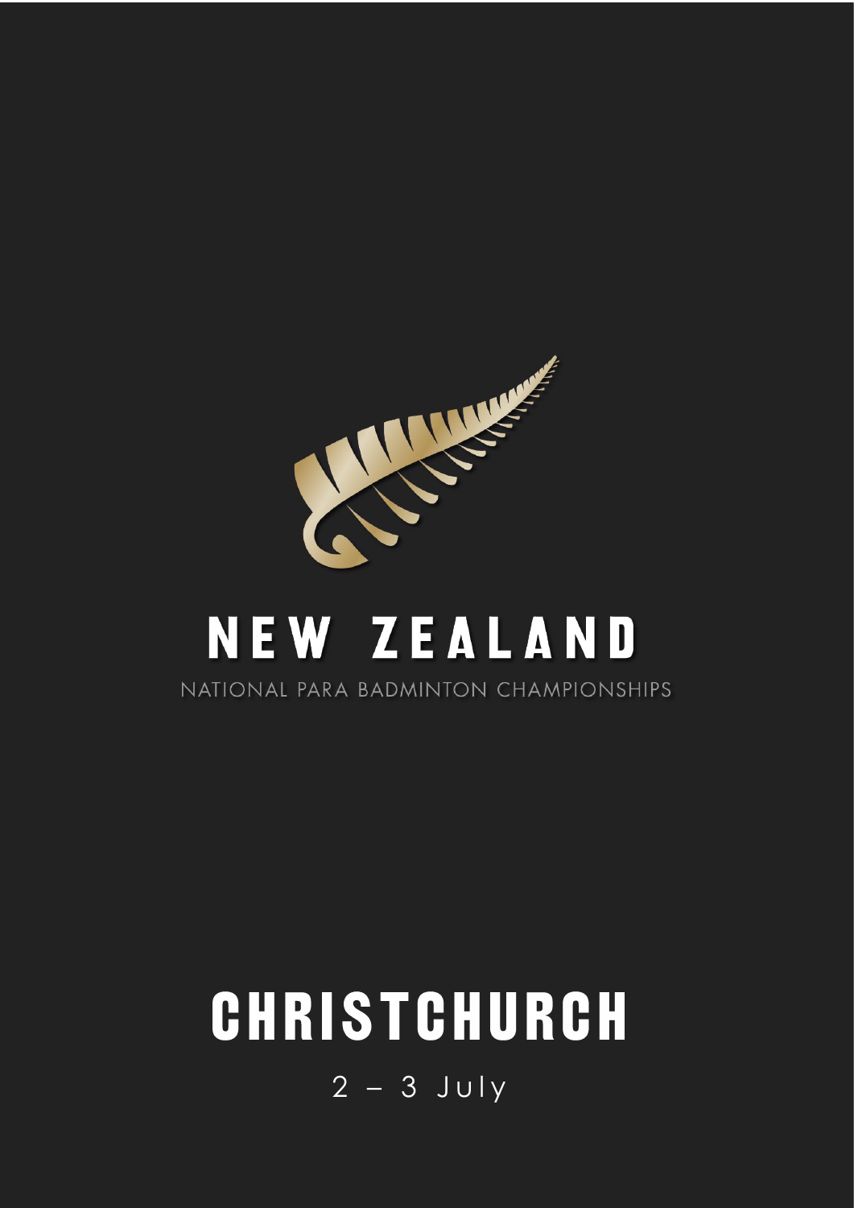# NEW ZEALAND

NATIONAL PARA BADMINTON CHAMPIONSHIPS

# CHRISTCHURCH

2 – 3 July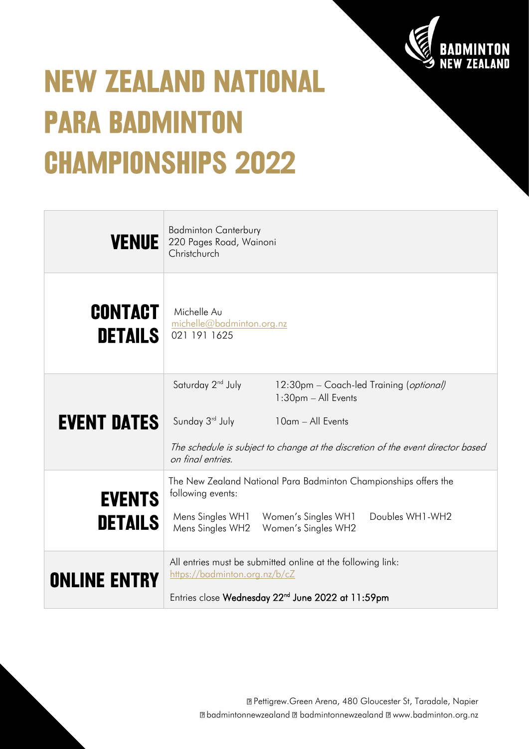# NEW ZEALAND NATIONAL PARA BADMINTON CHAMPIONSHIPS 2022

| | |
|---|---|
| **VENUE** | Badminton Canterbury<br>220 Pages Road, Wainoni<br>Christchurch |
| **CONTACT DETAILS** | Michelle Au<br>michelle@badminton.org.nz<br>021 191 1625 |
| **EVENT DATES** | Saturday 2nd July — 12:30pm – Coach-led Training (*optional*)<br>1:30pm – All Events<br>Sunday 3rd July — 10am – All Events<br>*The schedule is subject to change at the discretion of the event director based on final entries.* |
| **EVENTS DETAILS** | The New Zealand National Para Badminton Championships offers the following events:<br>Mens Singles WH1, Mens Singles WH2, Women's Singles WH1, Women's Singles WH2, Doubles WH1-WH2 |
| **ONLINE ENTRY** | All entries must be submitted online at the following link:<br>https://badminton.org.nz/b/cZ<br>Entries close **Wednesday 22nd June 2022 at 11:59pm** |

Pettigrew.Green Arena, 480 Gloucester St, Taradale, Napier
badmintonnewzealand badmintonnewzealand www.badminton.org.nz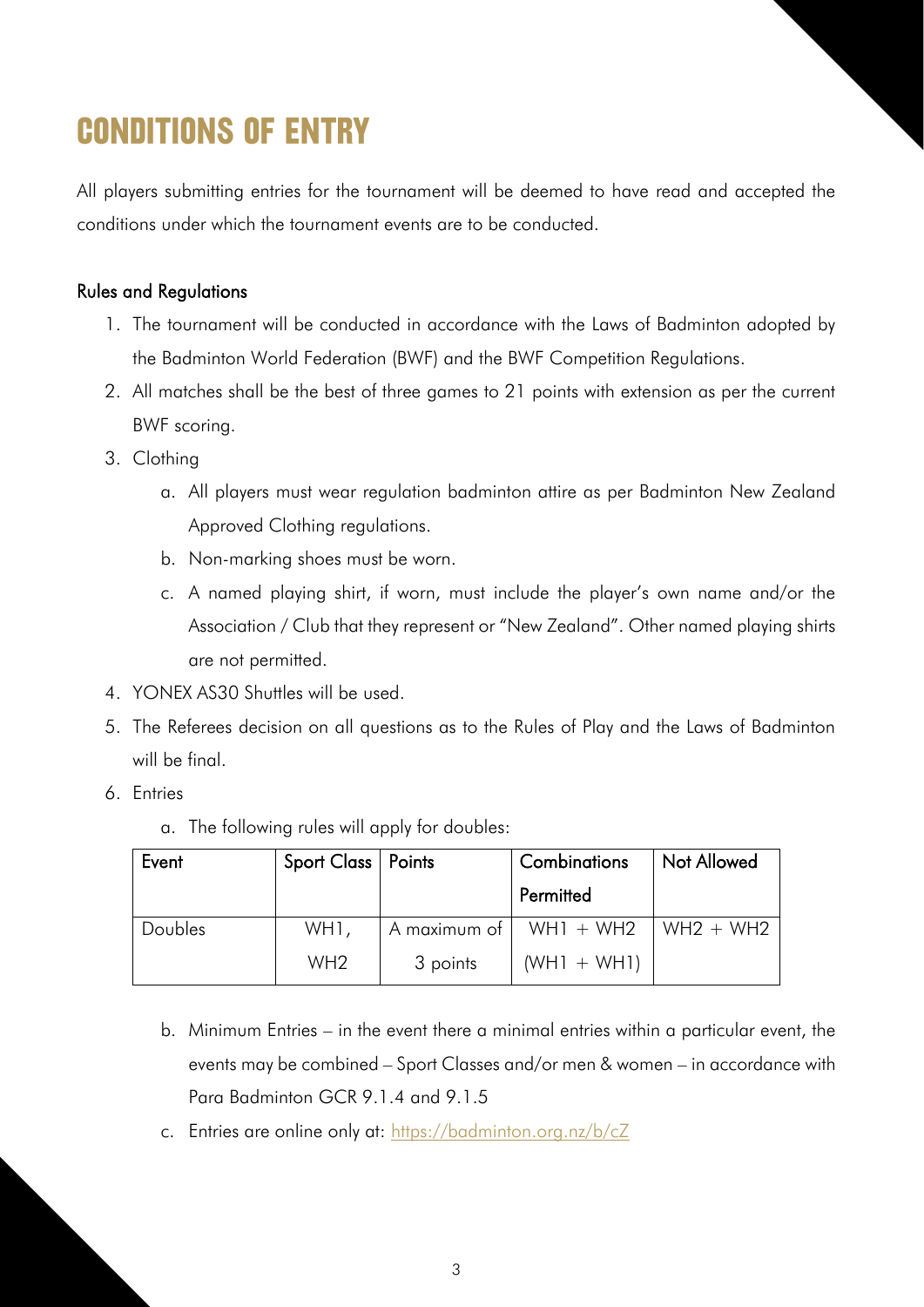# CONDITIONS OF ENTRY

All players submitting entries for the tournament will be deemed to have read and accepted the conditions under which the tournament events are to be conducted.

### Rules and Regulations

1. The tournament will be conducted in accordance with the Laws of Badminton adopted by the Badminton World Federation (BWF) and the BWF Competition Regulations.
2. All matches shall be the best of three games to 21 points with extension as per the current BWF scoring.
3. Clothing
    a. All players must wear regulation badminton attire as per Badminton New Zealand Approved Clothing regulations.
    b. Non-marking shoes must be worn.
    c. A named playing shirt, if worn, must include the player's own name and/or the Association / Club that they represent or "New Zealand". Other named playing shirts are not permitted.
4. YONEX AS30 Shuttles will be used.
5. The Referees decision on all questions as to the Rules of Play and the Laws of Badminton will be final.
6. Entries
    a. The following rules will apply for doubles:

| Event | Sport Class | Points | Combinations Permitted | Not Allowed |
|---|---|---|---|---|
| Doubles | WH1, WH2 | A maximum of 3 points | WH1 + WH2 (WH1 + WH1) | WH2 + WH2 |

    b. Minimum Entries – in the event there a minimal entries within a particular event, the events may be combined – Sport Classes and/or men & women – in accordance with Para Badminton GCR 9.1.4 and 9.1.5
    c. Entries are online only at: https://badminton.org.nz/b/cZ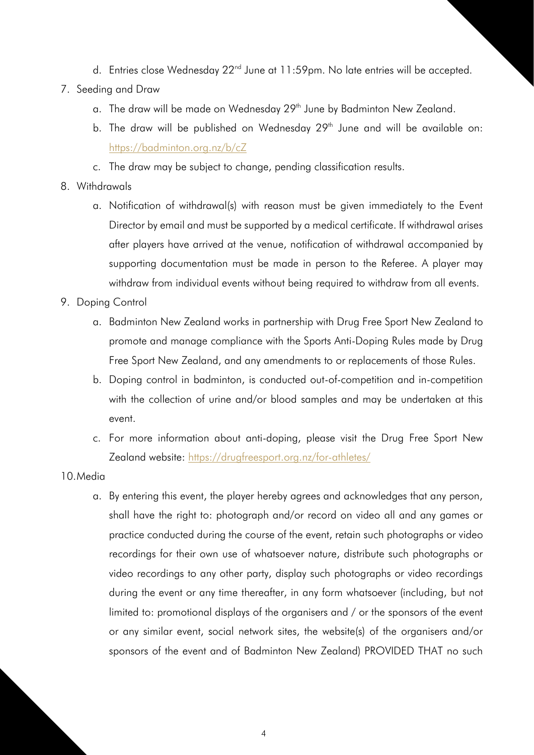d. Entries close Wednesday 22nd June at 11:59pm. No late entries will be accepted.

7. Seeding and Draw
   a. The draw will be made on Wednesday 29th June by Badminton New Zealand.
   b. The draw will be published on Wednesday 29th June and will be available on: https://badminton.org.nz/b/cZ
   c. The draw may be subject to change, pending classification results.

8. Withdrawals
   a. Notification of withdrawal(s) with reason must be given immediately to the Event Director by email and must be supported by a medical certificate. If withdrawal arises after players have arrived at the venue, notification of withdrawal accompanied by supporting documentation must be made in person to the Referee. A player may withdraw from individual events without being required to withdraw from all events.

9. Doping Control
   a. Badminton New Zealand works in partnership with Drug Free Sport New Zealand to promote and manage compliance with the Sports Anti-Doping Rules made by Drug Free Sport New Zealand, and any amendments to or replacements of those Rules.
   b. Doping control in badminton, is conducted out-of-competition and in-competition with the collection of urine and/or blood samples and may be undertaken at this event.
   c. For more information about anti-doping, please visit the Drug Free Sport New Zealand website: https://drugfreesport.org.nz/for-athletes/

10. Media
   a. By entering this event, the player hereby agrees and acknowledges that any person, shall have the right to: photograph and/or record on video all and any games or practice conducted during the course of the event, retain such photographs or video recordings for their own use of whatsoever nature, distribute such photographs or video recordings to any other party, display such photographs or video recordings during the event or any time thereafter, in any form whatsoever (including, but not limited to: promotional displays of the organisers and / or the sponsors of the event or any similar event, social network sites, the website(s) of the organisers and/or sponsors of the event and of Badminton New Zealand) PROVIDED THAT no such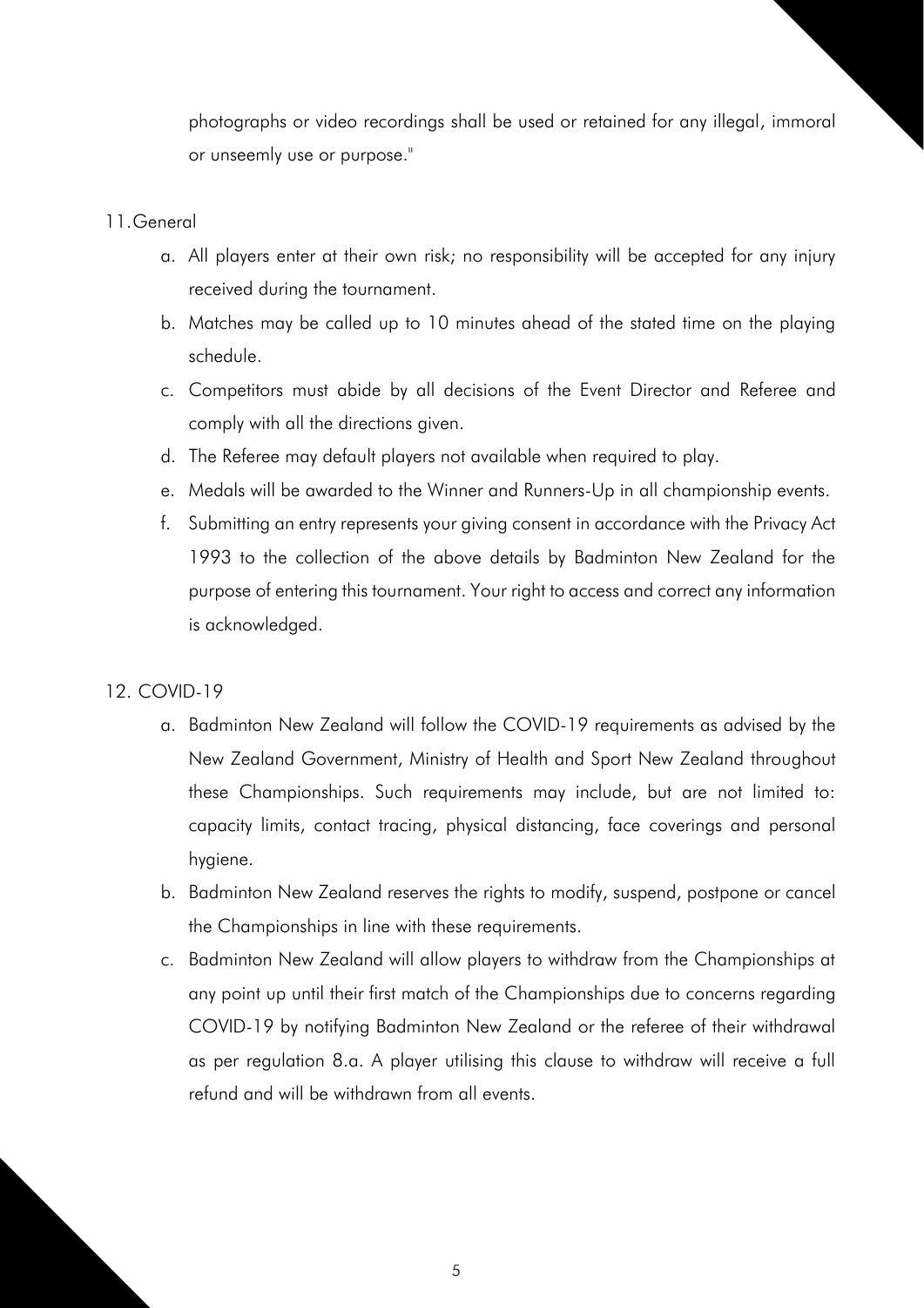photographs or video recordings shall be used or retained for any illegal, immoral or unseemly use or purpose."

11. General

a. All players enter at their own risk; no responsibility will be accepted for any injury received during the tournament.
b. Matches may be called up to 10 minutes ahead of the stated time on the playing schedule.
c. Competitors must abide by all decisions of the Event Director and Referee and comply with all the directions given.
d. The Referee may default players not available when required to play.
e. Medals will be awarded to the Winner and Runners-Up in all championship events.
f. Submitting an entry represents your giving consent in accordance with the Privacy Act 1993 to the collection of the above details by Badminton New Zealand for the purpose of entering this tournament. Your right to access and correct any information is acknowledged.

12. COVID-19

a. Badminton New Zealand will follow the COVID-19 requirements as advised by the New Zealand Government, Ministry of Health and Sport New Zealand throughout these Championships. Such requirements may include, but are not limited to: capacity limits, contact tracing, physical distancing, face coverings and personal hygiene.
b. Badminton New Zealand reserves the rights to modify, suspend, postpone or cancel the Championships in line with these requirements.
c. Badminton New Zealand will allow players to withdraw from the Championships at any point up until their first match of the Championships due to concerns regarding COVID-19 by notifying Badminton New Zealand or the referee of their withdrawal as per regulation 8.a. A player utilising this clause to withdraw will receive a full refund and will be withdrawn from all events.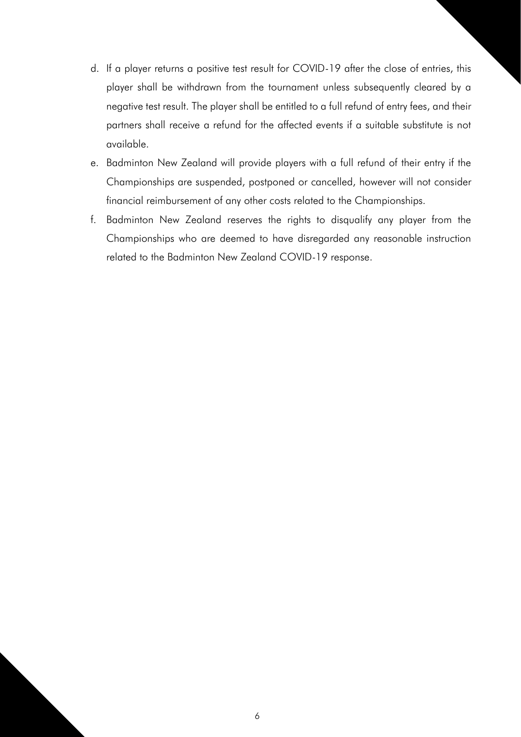d. If a player returns a positive test result for COVID-19 after the close of entries, this player shall be withdrawn from the tournament unless subsequently cleared by a negative test result. The player shall be entitled to a full refund of entry fees, and their partners shall receive a refund for the affected events if a suitable substitute is not available.

e. Badminton New Zealand will provide players with a full refund of their entry if the Championships are suspended, postponed or cancelled, however will not consider financial reimbursement of any other costs related to the Championships.

f. Badminton New Zealand reserves the rights to disqualify any player from the Championships who are deemed to have disregarded any reasonable instruction related to the Badminton New Zealand COVID-19 response.